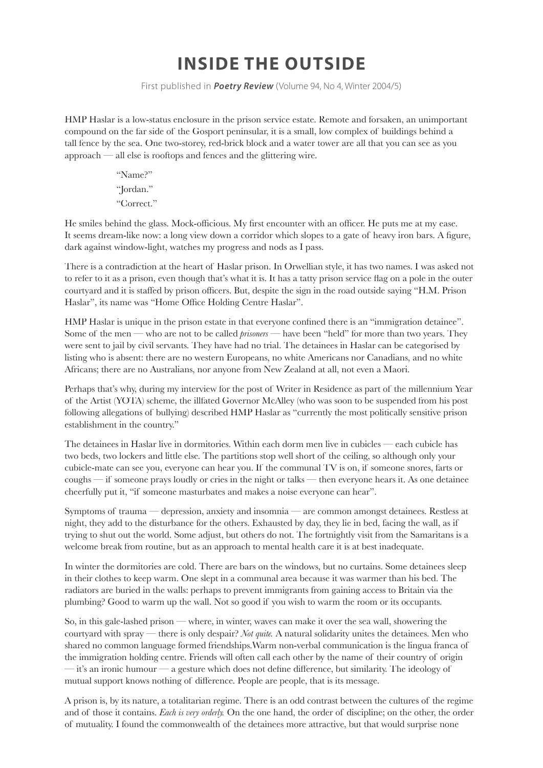# INSIDE THE OUTSIDE

First published in ***Poetry Review*** (Volume 94, No 4, Winter 2004/5)

HMP Haslar is a low-status enclosure in the prison service estate. Remote and forsaken, an unimportant compound on the far side of the Gosport peninsular, it is a small, low complex of buildings behind a tall fence by the sea. One two-storey, red-brick block and a water tower are all that you can see as you approach — all else is rooftops and fences and the glittering wire.

> "Name?"
>
> "Jordan."
>
> "Correct."

He smiles behind the glass. Mock-officious. My first encounter with an officer. He puts me at my ease. It seems dream-like now: a long view down a corridor which slopes to a gate of heavy iron bars. A figure, dark against window-light, watches my progress and nods as I pass.

There is a contradiction at the heart of Haslar prison. In Orwellian style, it has two names. I was asked not to refer to it as a prison, even though that's what it is. It has a tatty prison service flag on a pole in the outer courtyard and it is staffed by prison officers. But, despite the sign in the road outside saying "H.M. Prison Haslar", its name was "Home Office Holding Centre Haslar".

HMP Haslar is unique in the prison estate in that everyone confined there is an "immigration detainee". Some of the men — who are not to be called *prisoners* — have been "held" for more than two years. They were sent to jail by civil servants. They have had no trial. The detainees in Haslar can be categorised by listing who is absent: there are no western Europeans, no white Americans nor Canadians, and no white Africans; there are no Australians, nor anyone from New Zealand at all, not even a Maori.

Perhaps that's why, during my interview for the post of Writer in Residence as part of the millennium Year of the Artist (YOTA) scheme, the illfated Governor McAlley (who was soon to be suspended from his post following allegations of bullying) described HMP Haslar as "currently the most politically sensitive prison establishment in the country."

The detainees in Haslar live in dormitories. Within each dorm men live in cubicles — each cubicle has two beds, two lockers and little else. The partitions stop well short of the ceiling, so although only your cubicle-mate can see you, everyone can hear you. If the communal TV is on, if someone snores, farts or coughs — if someone prays loudly or cries in the night or talks — then everyone hears it. As one detainee cheerfully put it, "if someone masturbates and makes a noise everyone can hear".

Symptoms of trauma — depression, anxiety and insomnia — are common amongst detainees. Restless at night, they add to the disturbance for the others. Exhausted by day, they lie in bed, facing the wall, as if trying to shut out the world. Some adjust, but others do not. The fortnightly visit from the Samaritans is a welcome break from routine, but as an approach to mental health care it is at best inadequate.

In winter the dormitories are cold. There are bars on the windows, but no curtains. Some detainees sleep in their clothes to keep warm. One slept in a communal area because it was warmer than his bed. The radiators are buried in the walls: perhaps to prevent immigrants from gaining access to Britain via the plumbing? Good to warm up the wall. Not so good if you wish to warm the room or its occupants.

So, in this gale-lashed prison — where, in winter, waves can make it over the sea wall, showering the courtyard with spray — there is only despair? *Not quite.* A natural solidarity unites the detainees. Men who shared no common language formed friendships.Warm non-verbal communication is the lingua franca of the immigration holding centre. Friends will often call each other by the name of their country of origin — it's an ironic humour — a gesture which does not define difference, but similarity. The ideology of mutual support knows nothing of difference. People are people, that is its message.

A prison is, by its nature, a totalitarian regime. There is an odd contrast between the cultures of the regime and of those it contains. *Each is very orderly.* On the one hand, the order of discipline; on the other, the order of mutuality. I found the commonwealth of the detainees more attractive, but that would surprise none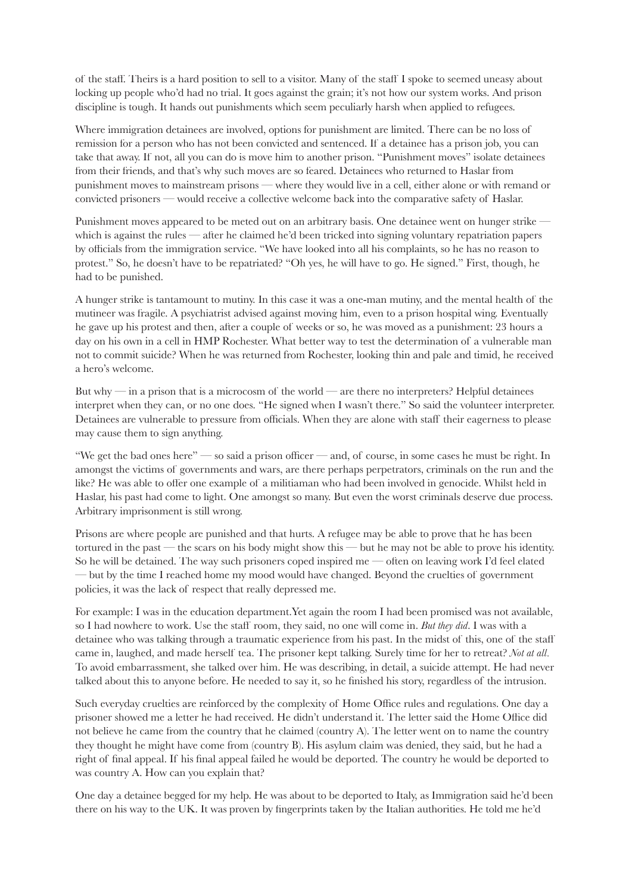of the staff. Theirs is a hard position to sell to a visitor. Many of the staff I spoke to seemed uneasy about locking up people who'd had no trial. It goes against the grain; it's not how our system works. And prison discipline is tough. It hands out punishments which seem peculiarly harsh when applied to refugees.

Where immigration detainees are involved, options for punishment are limited. There can be no loss of remission for a person who has not been convicted and sentenced. If a detainee has a prison job, you can take that away. If not, all you can do is move him to another prison. "Punishment moves" isolate detainees from their friends, and that's why such moves are so feared. Detainees who returned to Haslar from punishment moves to mainstream prisons — where they would live in a cell, either alone or with remand or convicted prisoners — would receive a collective welcome back into the comparative safety of Haslar.

Punishment moves appeared to be meted out on an arbitrary basis. One detainee went on hunger strike — which is against the rules — after he claimed he'd been tricked into signing voluntary repatriation papers by officials from the immigration service. "We have looked into all his complaints, so he has no reason to protest." So, he doesn't have to be repatriated? "Oh yes, he will have to go. He signed." First, though, he had to be punished.

A hunger strike is tantamount to mutiny. In this case it was a one-man mutiny, and the mental health of the mutineer was fragile. A psychiatrist advised against moving him, even to a prison hospital wing. Eventually he gave up his protest and then, after a couple of weeks or so, he was moved as a punishment: 23 hours a day on his own in a cell in HMP Rochester. What better way to test the determination of a vulnerable man not to commit suicide? When he was returned from Rochester, looking thin and pale and timid, he received a hero's welcome.

But why — in a prison that is a microcosm of the world — are there no interpreters? Helpful detainees interpret when they can, or no one does. "He signed when I wasn't there." So said the volunteer interpreter. Detainees are vulnerable to pressure from officials. When they are alone with staff their eagerness to please may cause them to sign anything.

"We get the bad ones here" — so said a prison officer — and, of course, in some cases he must be right. In amongst the victims of governments and wars, are there perhaps perpetrators, criminals on the run and the like? He was able to offer one example of a militiaman who had been involved in genocide. Whilst held in Haslar, his past had come to light. One amongst so many. But even the worst criminals deserve due process. Arbitrary imprisonment is still wrong.

Prisons are where people are punished and that hurts. A refugee may be able to prove that he has been tortured in the past — the scars on his body might show this — but he may not be able to prove his identity. So he will be detained. The way such prisoners coped inspired me — often on leaving work I'd feel elated — but by the time I reached home my mood would have changed. Beyond the cruelties of government policies, it was the lack of respect that really depressed me.

For example: I was in the education department.Yet again the room I had been promised was not available, so I had nowhere to work. Use the staff room, they said, no one will come in. *But they did*. I was with a detainee who was talking through a traumatic experience from his past. In the midst of this, one of the staff came in, laughed, and made herself tea. The prisoner kept talking. Surely time for her to retreat? *Not at all.* To avoid embarrassment, she talked over him. He was describing, in detail, a suicide attempt. He had never talked about this to anyone before. He needed to say it, so he finished his story, regardless of the intrusion.

Such everyday cruelties are reinforced by the complexity of Home Office rules and regulations. One day a prisoner showed me a letter he had received. He didn't understand it. The letter said the Home Office did not believe he came from the country that he claimed (country A). The letter went on to name the country they thought he might have come from (country B). His asylum claim was denied, they said, but he had a right of final appeal. If his final appeal failed he would be deported. The country he would be deported to was country A. How can you explain that?

One day a detainee begged for my help. He was about to be deported to Italy, as Immigration said he'd been there on his way to the UK. It was proven by fingerprints taken by the Italian authorities. He told me he'd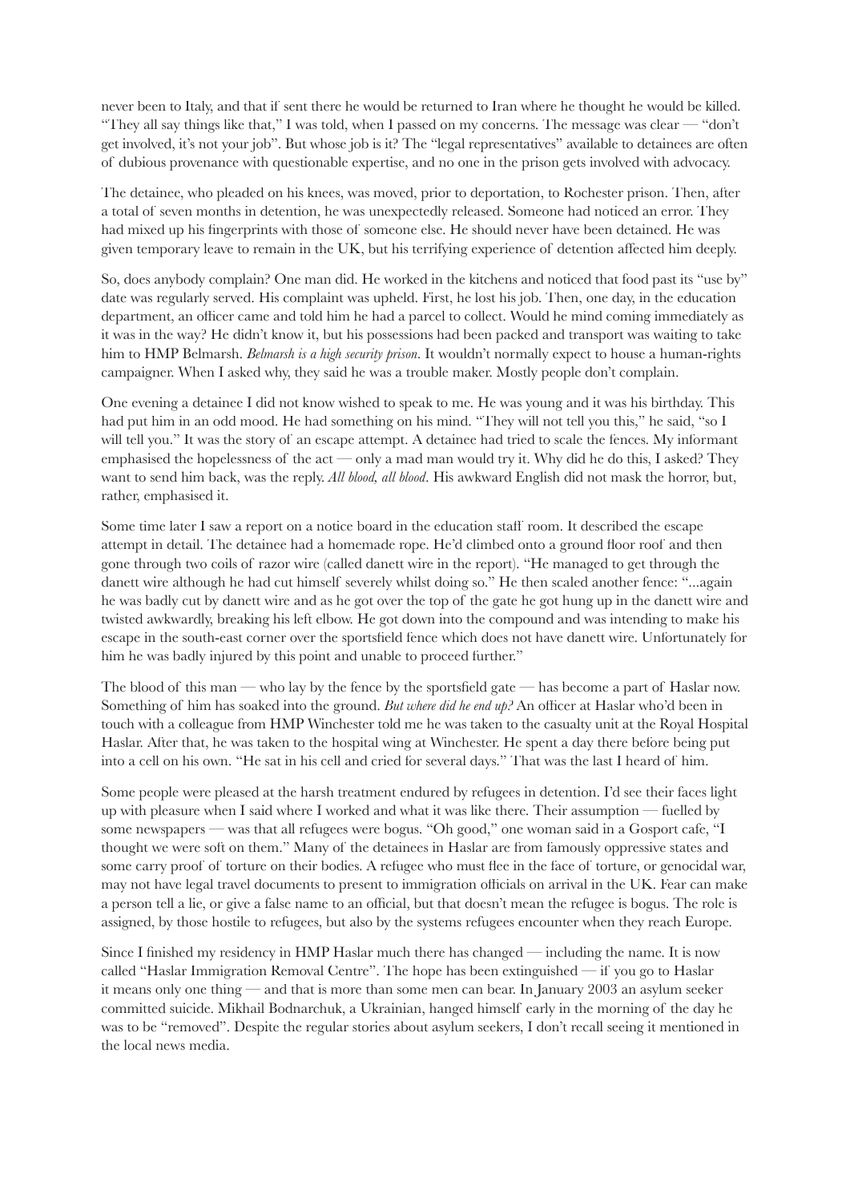never been to Italy, and that if sent there he would be returned to Iran where he thought he would be killed. "They all say things like that," I was told, when I passed on my concerns. The message was clear — "don't get involved, it's not your job". But whose job is it? The "legal representatives" available to detainees are often of dubious provenance with questionable expertise, and no one in the prison gets involved with advocacy.

The detainee, who pleaded on his knees, was moved, prior to deportation, to Rochester prison. Then, after a total of seven months in detention, he was unexpectedly released. Someone had noticed an error. They had mixed up his fingerprints with those of someone else. He should never have been detained. He was given temporary leave to remain in the UK, but his terrifying experience of detention affected him deeply.

So, does anybody complain? One man did. He worked in the kitchens and noticed that food past its "use by" date was regularly served. His complaint was upheld. First, he lost his job. Then, one day, in the education department, an officer came and told him he had a parcel to collect. Would he mind coming immediately as it was in the way? He didn't know it, but his possessions had been packed and transport was waiting to take him to HMP Belmarsh. *Belmarsh is a high security prison*. It wouldn't normally expect to house a human-rights campaigner. When I asked why, they said he was a trouble maker. Mostly people don't complain.

One evening a detainee I did not know wished to speak to me. He was young and it was his birthday. This had put him in an odd mood. He had something on his mind. "They will not tell you this," he said, "so I will tell you." It was the story of an escape attempt. A detainee had tried to scale the fences. My informant emphasised the hopelessness of the act — only a mad man would try it. Why did he do this, I asked? They want to send him back, was the reply. *All blood, all blood*. His awkward English did not mask the horror, but, rather, emphasised it.

Some time later I saw a report on a notice board in the education staff room. It described the escape attempt in detail. The detainee had a homemade rope. He'd climbed onto a ground floor roof and then gone through two coils of razor wire (called danett wire in the report). "He managed to get through the danett wire although he had cut himself severely whilst doing so." He then scaled another fence: "...again he was badly cut by danett wire and as he got over the top of the gate he got hung up in the danett wire and twisted awkwardly, breaking his left elbow. He got down into the compound and was intending to make his escape in the south-east corner over the sportsfield fence which does not have danett wire. Unfortunately for him he was badly injured by this point and unable to proceed further."

The blood of this man — who lay by the fence by the sportsfield gate — has become a part of Haslar now. Something of him has soaked into the ground. *But where did he end up?* An officer at Haslar who'd been in touch with a colleague from HMP Winchester told me he was taken to the casualty unit at the Royal Hospital Haslar. After that, he was taken to the hospital wing at Winchester. He spent a day there before being put into a cell on his own. "He sat in his cell and cried for several days." That was the last I heard of him.

Some people were pleased at the harsh treatment endured by refugees in detention. I'd see their faces light up with pleasure when I said where I worked and what it was like there. Their assumption — fuelled by some newspapers — was that all refugees were bogus. "Oh good," one woman said in a Gosport cafe, "I thought we were soft on them." Many of the detainees in Haslar are from famously oppressive states and some carry proof of torture on their bodies. A refugee who must flee in the face of torture, or genocidal war, may not have legal travel documents to present to immigration officials on arrival in the UK. Fear can make a person tell a lie, or give a false name to an official, but that doesn't mean the refugee is bogus. The role is assigned, by those hostile to refugees, but also by the systems refugees encounter when they reach Europe.

Since I finished my residency in HMP Haslar much there has changed — including the name. It is now called "Haslar Immigration Removal Centre". The hope has been extinguished — if you go to Haslar it means only one thing — and that is more than some men can bear. In January 2003 an asylum seeker committed suicide. Mikhail Bodnarchuk, a Ukrainian, hanged himself early in the morning of the day he was to be "removed". Despite the regular stories about asylum seekers, I don't recall seeing it mentioned in the local news media.